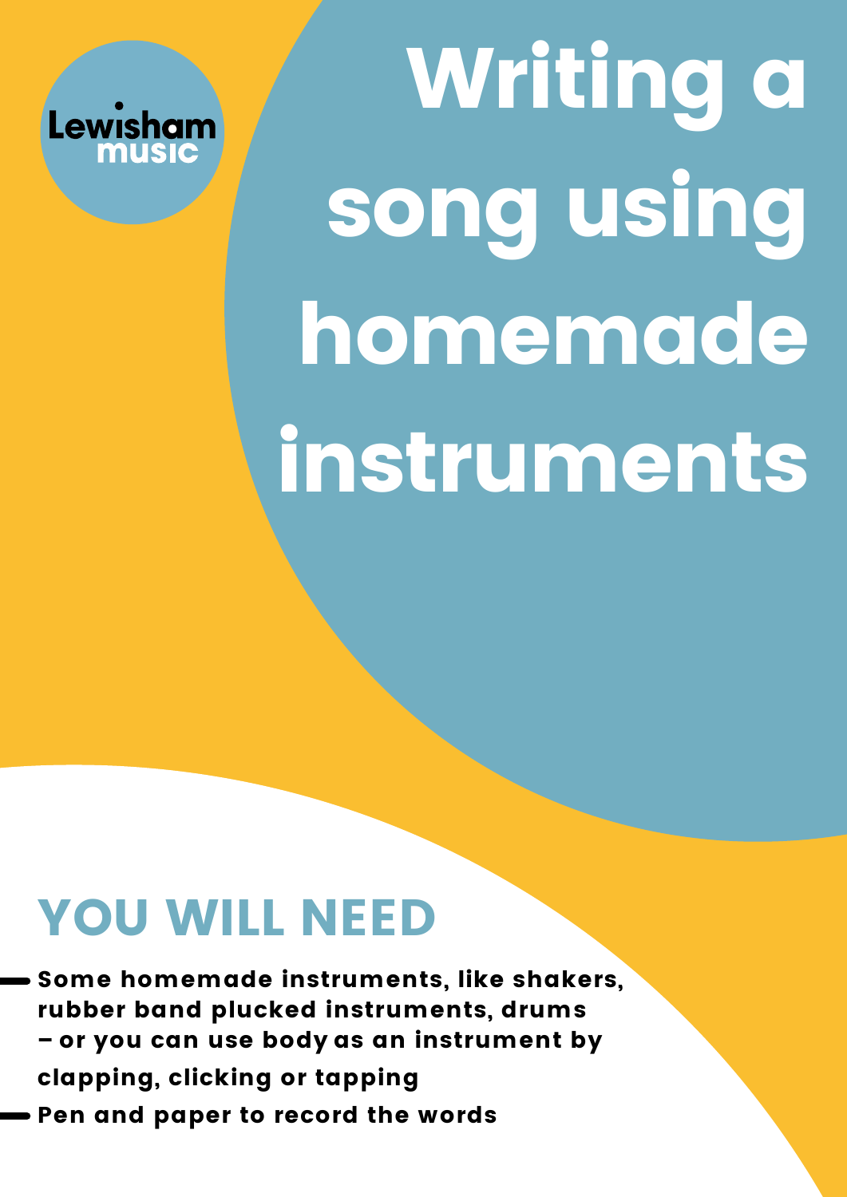Lewisham music

# Writing a song using homemade instruments

## YOU WILL NEED

- Some homemade instruments, like shakers, rubber band plucked instruments, drums – or you can use body as an instrument by clapping, clicking or tapping
- Pen and paper to record the words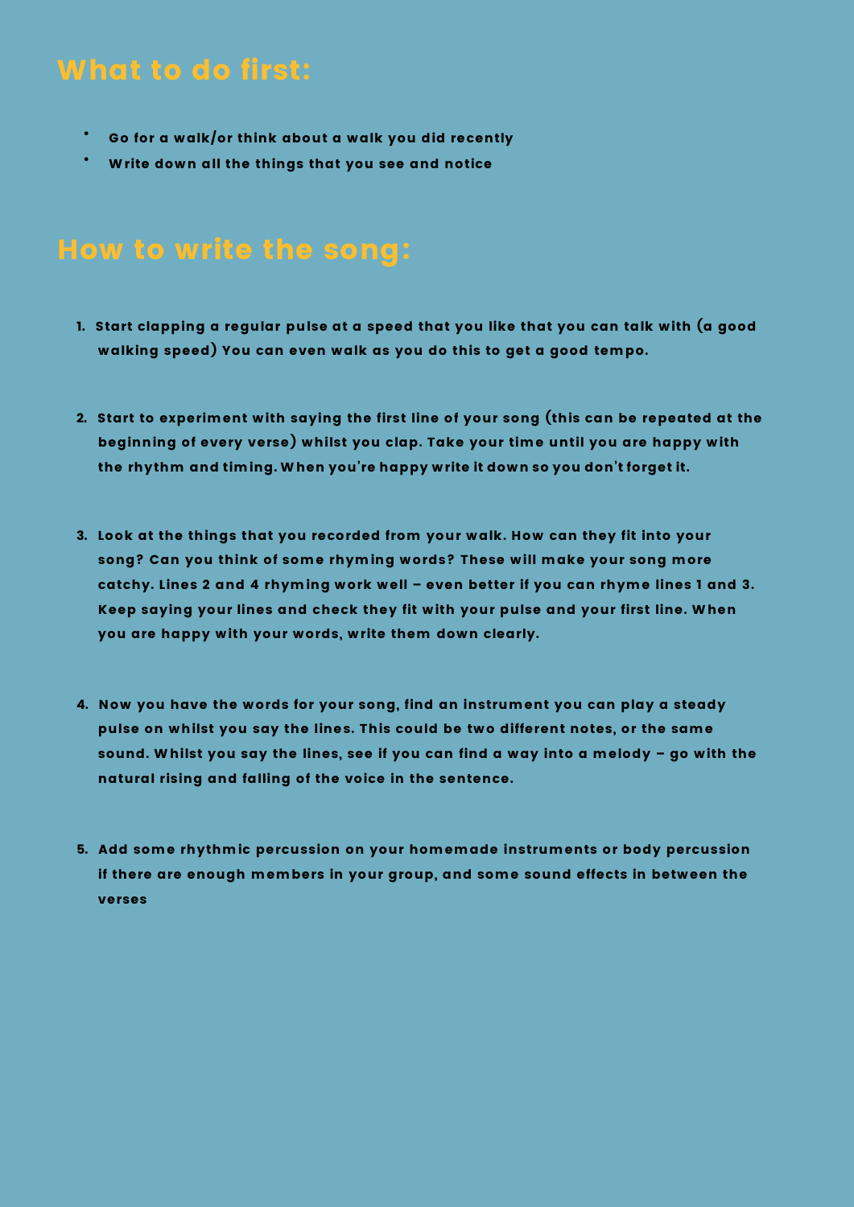## What to do first:

- Go for a walk/or think about a walk you did recently
- Write down all the things that you see and notice

## How to write the song:

1. Start clapping a regular pulse at a speed that you like that you can talk with (a good walking speed) You can even walk as you do this to get a good tempo.

2. Start to experiment with saying the first line of your song (this can be repeated at the beginning of every verse) whilst you clap. Take your time until you are happy with the rhythm and timing. When you're happy write it down so you don't forget it.

3. Look at the things that you recorded from your walk. How can they fit into your song? Can you think of some rhyming words? These will make your song more catchy. Lines 2 and 4 rhyming work well – even better if you can rhyme lines 1 and 3. Keep saying your lines and check they fit with your pulse and your first line. When you are happy with your words, write them down clearly.

4. Now you have the words for your song, find an instrument you can play a steady pulse on whilst you say the lines. This could be two different notes, or the same sound. Whilst you say the lines, see if you can find a way into a melody – go with the natural rising and falling of the voice in the sentence.

5. Add some rhythmic percussion on your homemade instruments or body percussion if there are enough members in your group, and some sound effects in between the verses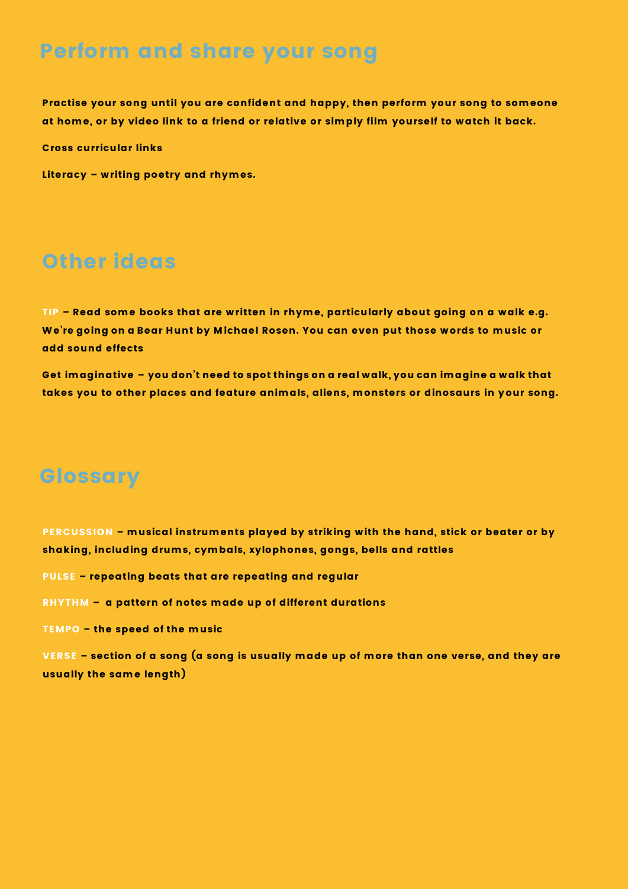## Perform and share your song

**Practise your song until you are confident and happy, then perform your song to someone at home, or by video link to a friend or relative or simply film yourself to watch it back.**

**Cross curricular links**

**Literacy – writing poetry and rhymes.**

## Other ideas

**TIP – Read some books that are written in rhyme, particularly about going on a walk e.g. We're going on a Bear Hunt by Michael Rosen. You can even put those words to music or add sound effects**

**Get imaginative – you don't need to spot things on a real walk, you can imagine a walk that takes you to other places and feature animals, aliens, monsters or dinosaurs in your song.**

## Glossary

**PERCUSSION – musical instruments played by striking with the hand, stick or beater or by shaking, including drums, cymbals, xylophones, gongs, bells and rattles**

**PULSE – repeating beats that are repeating and regular**

**RHYTHM – a pattern of notes made up of different durations**

**TEMPO – the speed of the music**

**VERSE – section of a song (a song is usually made up of more than one verse, and they are usually the same length)**